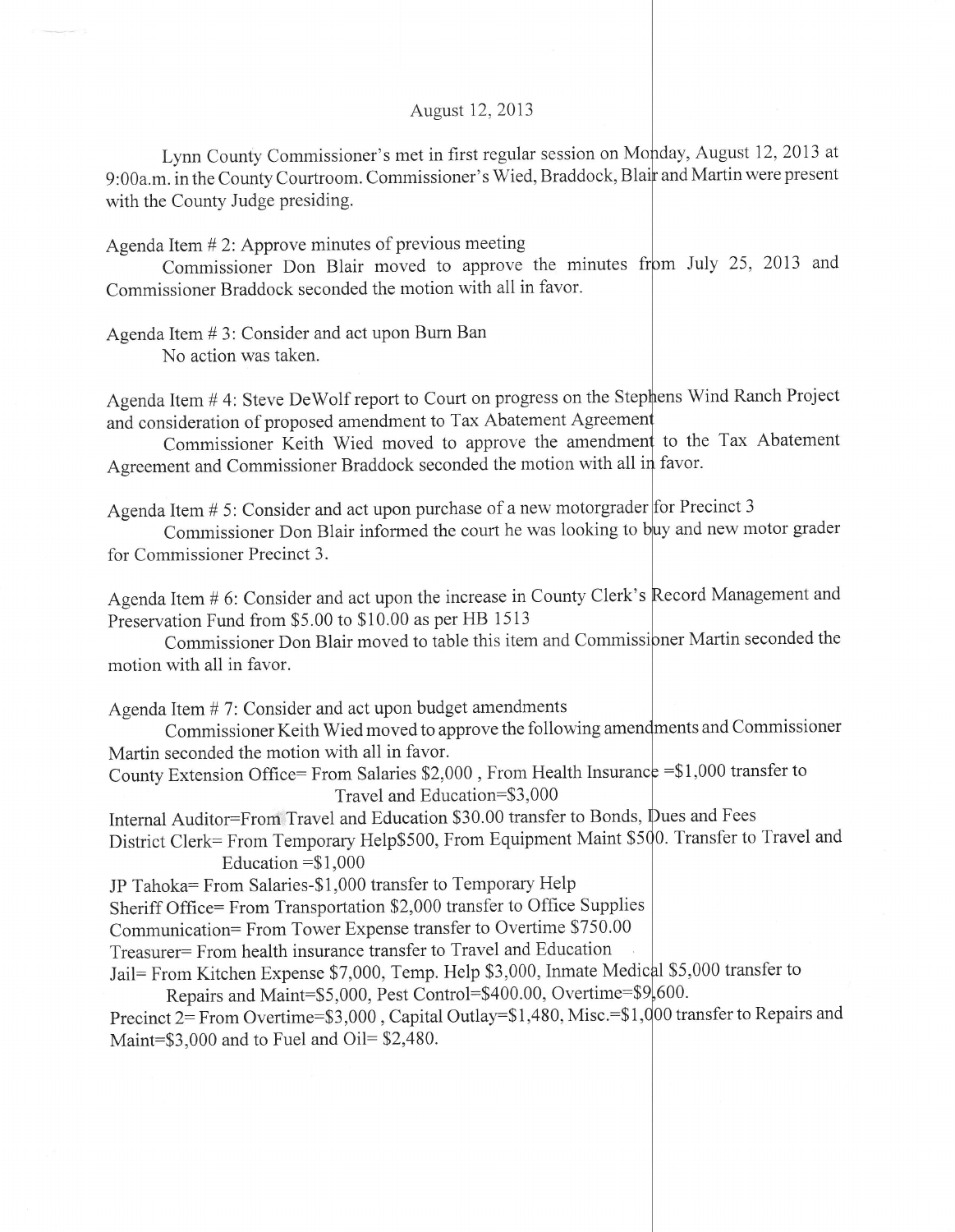August 12, 2013

Lynn County Commissioner's met in first regular session on Monday, August 12, 2013 at 9:00a.m. in the County Courtroom. Commissioner's Wied, Braddock, Blair and Martin were present with the County Judge presiding.

Agenda Item # 2: Approve minutes of previous meeting

Commissioner Don Blair moved to approve the minutes from July 25, 2013 and Commissioner Braddock seconded the motion with all in favor.

Agenda Item # 3: Consider and act upon Burn Ban

No action was taken.

Agenda Item # 4: Steve DeWolf report to Court on progress on the Stephens Wind Ranch Project and consideration of proposed amendment to Tax Abatement Agreement

Commissioner Keith Wied moved to approve the amendment to the Tax Abatement Agreement and Commissioner Braddock seconded the motion with all in favor.

Agenda Item # 5: Consider and act upon purchase of a new motorgrader for Precinct 3

Commissioner Don Blair informed the court he was looking to buy and new motor grader for Commissioner Precinct 3.

Agenda Item # 6: Consider and act upon the increase in County Clerk's Record Management and Preservation Fund from $5.00 to $10.00 as per HB 1513

Commissioner Don Blair moved to table this item and Commissioner Martin seconded the motion with all in favor.

Agenda Item # 7: Consider and act upon budget amendments

Commissioner Keith Wied moved to approve the following amendments and Commissioner Martin seconded the motion with all in favor.

County Extension Office= From Salaries $2,000 , From Health Insurance =$1,000 transfer to Travel and Education=$3,000

Internal Auditor=From Travel and Education $30.00 transfer to Bonds, Dues and Fees

District Clerk= From Temporary Help$500, From Equipment Maint $500. Transfer to Travel and Education =$1,000

JP Tahoka= From Salaries-$1,000 transfer to Temporary Help

Sheriff Office= From Transportation $2,000 transfer to Office Supplies

Communication= From Tower Expense transfer to Overtime $750.00

Treasurer= From health insurance transfer to Travel and Education

Jail= From Kitchen Expense $7,000, Temp. Help $3,000, Inmate Medical $5,000 transfer to Repairs and Maint=$5,000, Pest Control=$400.00, Overtime=$9,600.

Precinct 2= From Overtime=$3,000 , Capital Outlay=$1,480, Misc.=$1,000 transfer to Repairs and Maint=$3,000 and to Fuel and Oil= $2,480.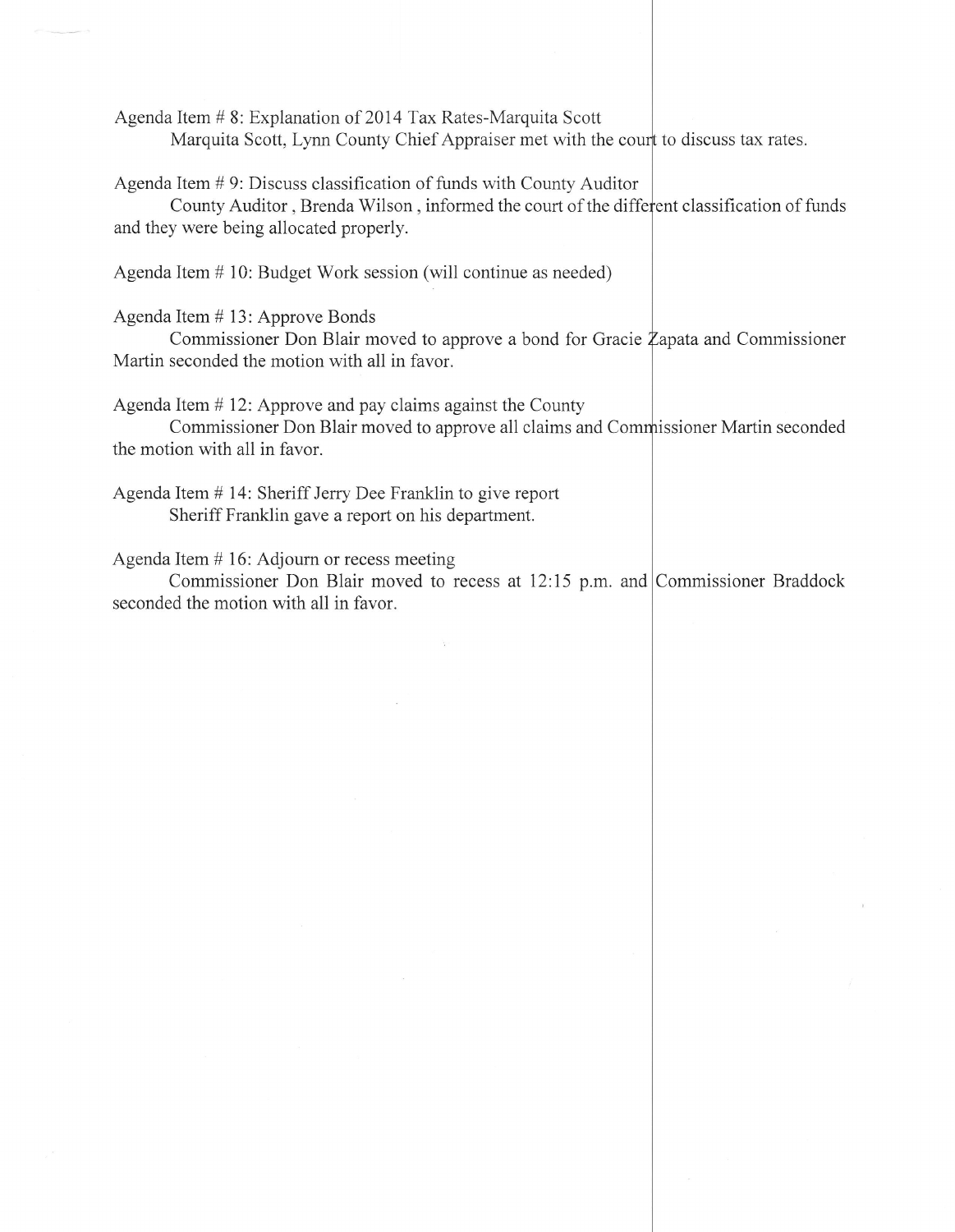Agenda Item # 8: Explanation of 2014 Tax Rates-Marquita Scott

Marquita Scott, Lynn County Chief Appraiser met with the court to discuss tax rates.

Agenda Item # 9: Discuss classification of funds with County Auditor

County Auditor , Brenda Wilson , informed the court of the different classification of funds and they were being allocated properly.

Agenda Item # 10: Budget Work session (will continue as needed)

Agenda Item # 13: Approve Bonds

Commissioner Don Blair moved to approve a bond for Gracie Zapata and Commissioner Martin seconded the motion with all in favor.

Agenda Item # 12: Approve and pay claims against the County

Commissioner Don Blair moved to approve all claims and Commissioner Martin seconded the motion with all in favor.

Agenda Item # 14: Sheriff Jerry Dee Franklin to give report

Sheriff Franklin gave a report on his department.

Agenda Item # 16: Adjourn or recess meeting

Commissioner Don Blair moved to recess at 12:15 p.m. and Commissioner Braddock seconded the motion with all in favor.